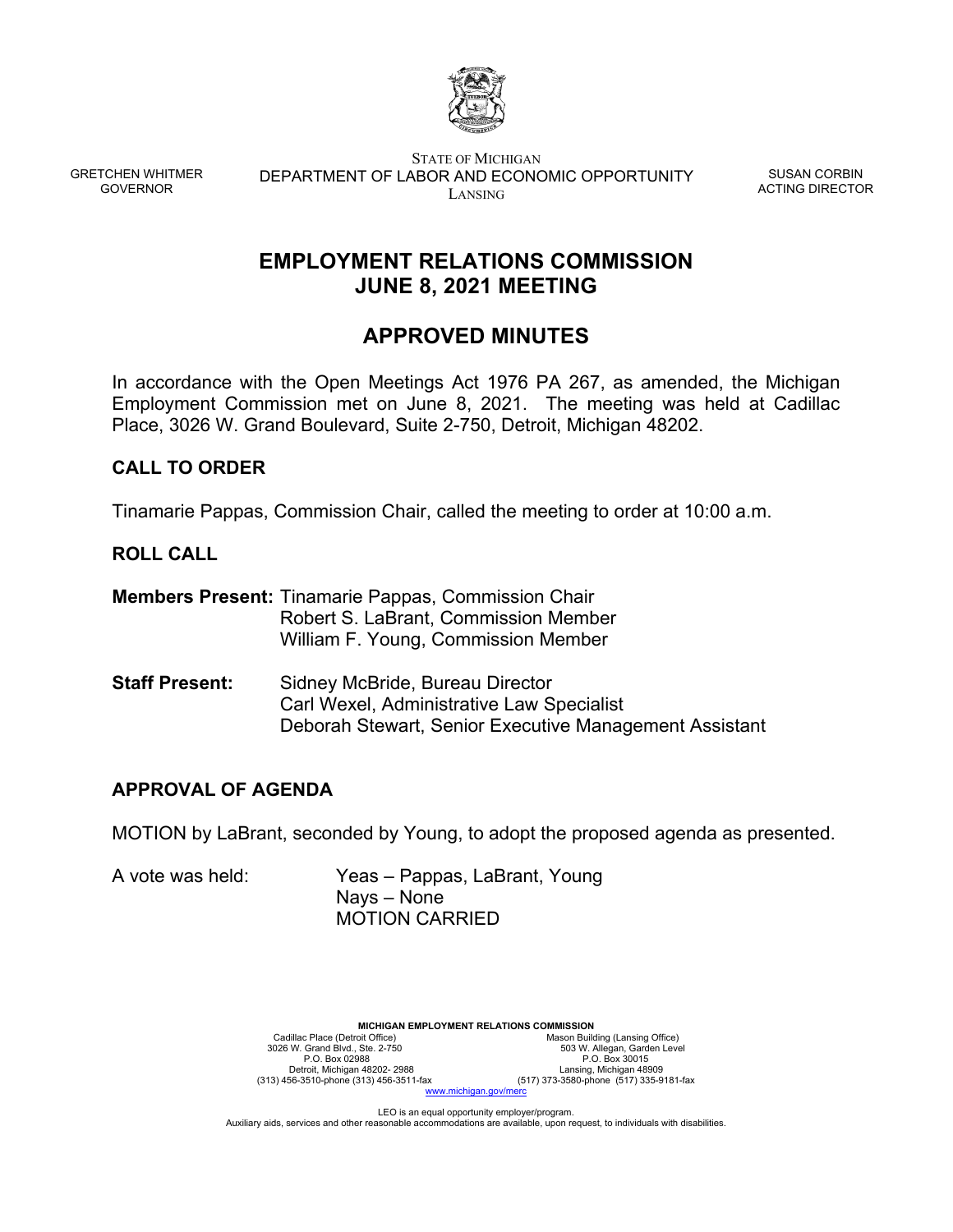GRETCHEN WHITMER
GOVERNOR

STATE OF MICHIGAN
DEPARTMENT OF LABOR AND ECONOMIC OPPORTUNITY
LANSING

SUSAN CORBIN
ACTING DIRECTOR

# EMPLOYMENT RELATIONS COMMISSION
# JUNE 8, 2021 MEETING

# APPROVED MINUTES

In accordance with the Open Meetings Act 1976 PA 267, as amended, the Michigan Employment Commission met on June 8, 2021. The meeting was held at Cadillac Place, 3026 W. Grand Boulevard, Suite 2-750, Detroit, Michigan 48202.

## CALL TO ORDER

Tinamarie Pappas, Commission Chair, called the meeting to order at 10:00 a.m.

## ROLL CALL

**Members Present:** Tinamarie Pappas, Commission Chair
Robert S. LaBrant, Commission Member
William F. Young, Commission Member

**Staff Present:** Sidney McBride, Bureau Director
Carl Wexel, Administrative Law Specialist
Deborah Stewart, Senior Executive Management Assistant

## APPROVAL OF AGENDA

MOTION by LaBrant, seconded by Young, to adopt the proposed agenda as presented.

A vote was held: Yeas – Pappas, LaBrant, Young
Nays – None
MOTION CARRIED

**MICHIGAN EMPLOYMENT RELATIONS COMMISSION**

Cadillac Place (Detroit Office)
3026 W. Grand Blvd., Ste. 2-750
P.O. Box 02988
Detroit, Michigan 48202- 2988
(313) 456-3510-phone (313) 456-3511-fax

Mason Building (Lansing Office)
503 W. Allegan, Garden Level
P.O. Box 30015
Lansing, Michigan 48909
(517) 373-3580-phone (517) 335-9181-fax

www.michigan.gov/merc

LEO is an equal opportunity employer/program.
Auxiliary aids, services and other reasonable accommodations are available, upon request, to individuals with disabilities.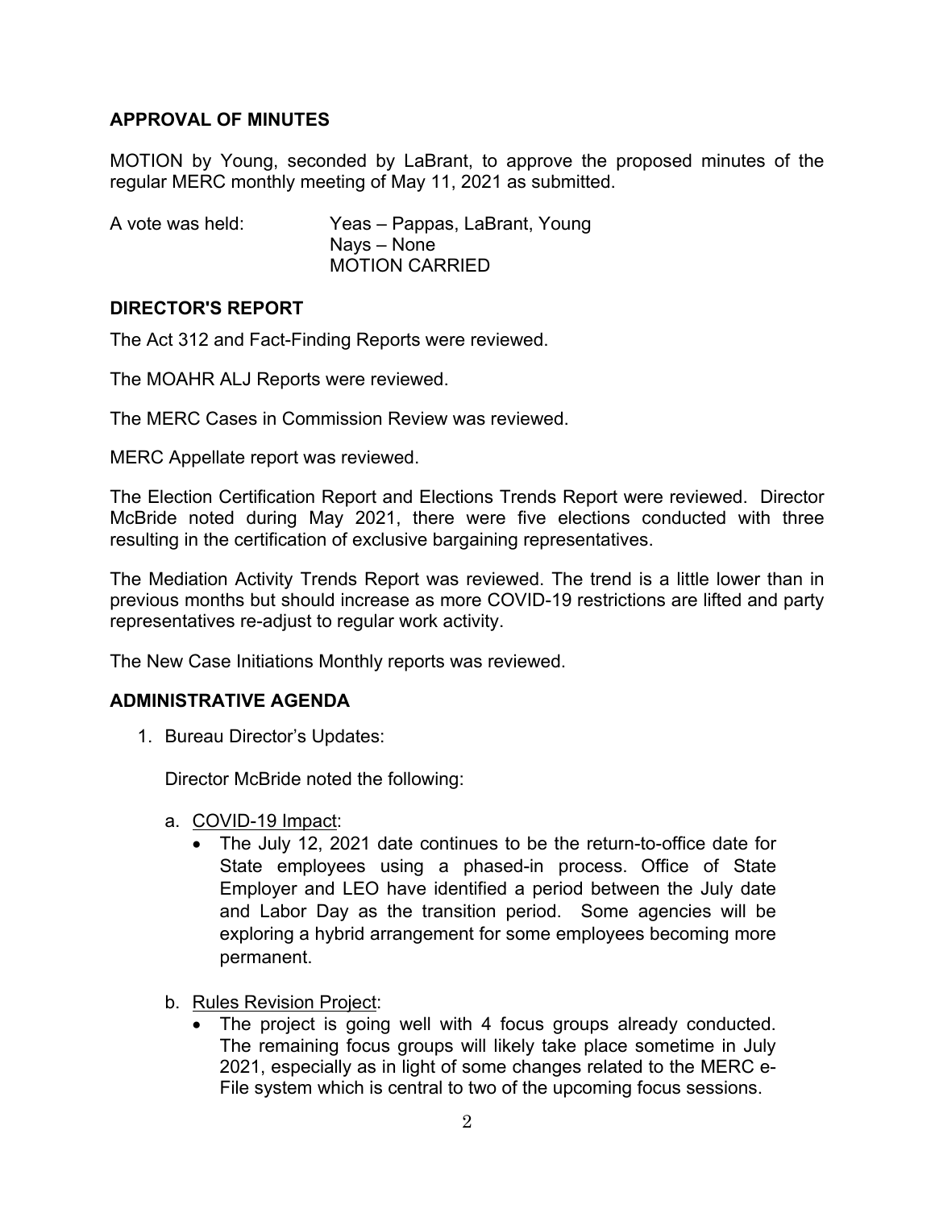## APPROVAL OF MINUTES

MOTION by Young, seconded by LaBrant, to approve the proposed minutes of the regular MERC monthly meeting of May 11, 2021 as submitted.

A vote was held: Yeas – Pappas, LaBrant, Young
Nays – None
MOTION CARRIED

## DIRECTOR'S REPORT

The Act 312 and Fact-Finding Reports were reviewed.

The MOAHR ALJ Reports were reviewed.

The MERC Cases in Commission Review was reviewed.

MERC Appellate report was reviewed.

The Election Certification Report and Elections Trends Report were reviewed. Director McBride noted during May 2021, there were five elections conducted with three resulting in the certification of exclusive bargaining representatives.

The Mediation Activity Trends Report was reviewed. The trend is a little lower than in previous months but should increase as more COVID-19 restrictions are lifted and party representatives re-adjust to regular work activity.

The New Case Initiations Monthly reports was reviewed.

## ADMINISTRATIVE AGENDA

1. Bureau Director's Updates:

   Director McBride noted the following:

   a. COVID-19 Impact:
      - The July 12, 2021 date continues to be the return-to-office date for State employees using a phased-in process. Office of State Employer and LEO have identified a period between the July date and Labor Day as the transition period. Some agencies will be exploring a hybrid arrangement for some employees becoming more permanent.

   b. Rules Revision Project:
      - The project is going well with 4 focus groups already conducted. The remaining focus groups will likely take place sometime in July 2021, especially as in light of some changes related to the MERC e-File system which is central to two of the upcoming focus sessions.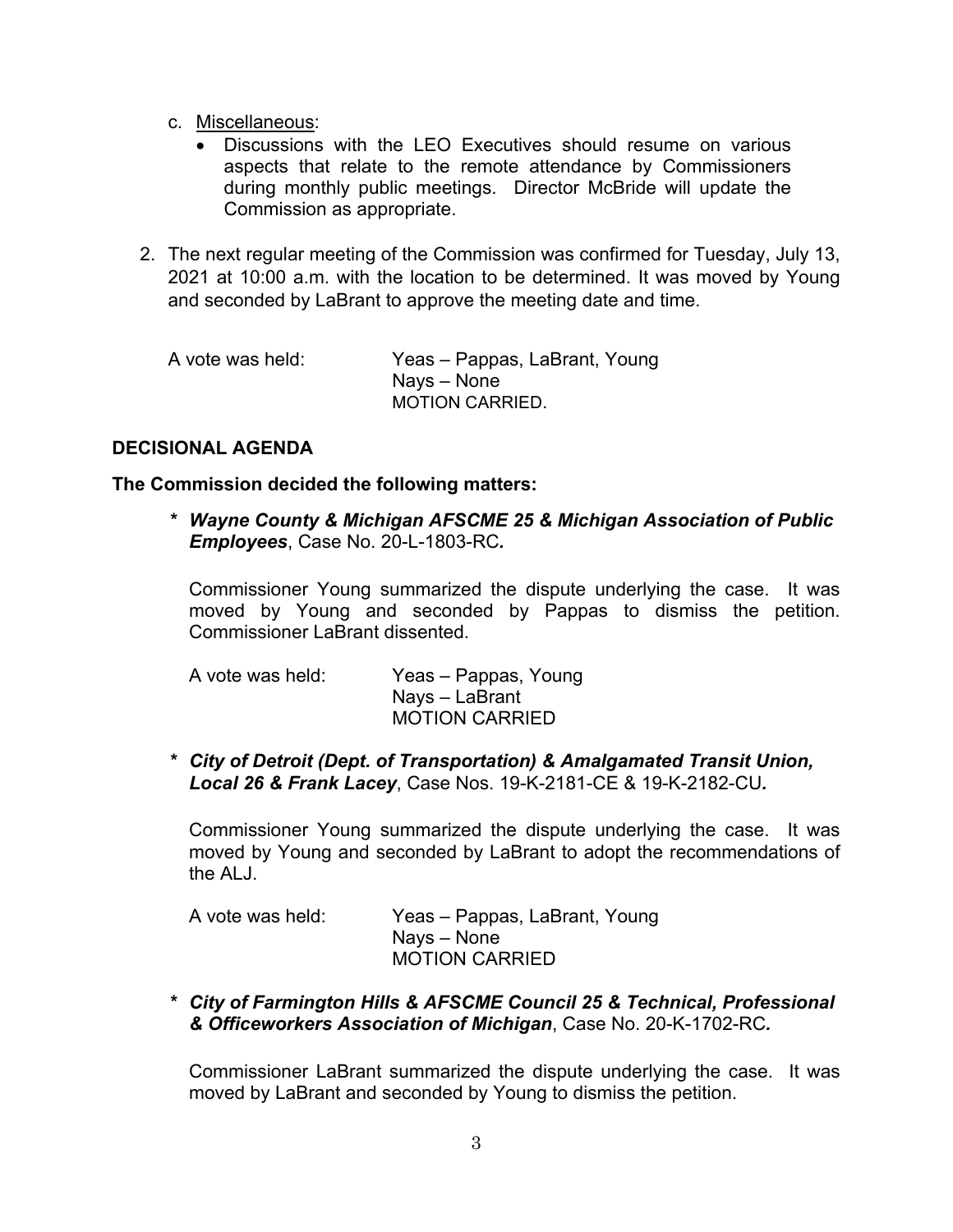c. Miscellaneous:
   - Discussions with the LEO Executives should resume on various aspects that relate to the remote attendance by Commissioners during monthly public meetings. Director McBride will update the Commission as appropriate.

2. The next regular meeting of the Commission was confirmed for Tuesday, July 13, 2021 at 10:00 a.m. with the location to be determined. It was moved by Young and seconded by LaBrant to approve the meeting date and time.

   A vote was held: Yeas – Pappas, LaBrant, Young
   Nays – None
   MOTION CARRIED.

**DECISIONAL AGENDA**

**The Commission decided the following matters:**

*\* Wayne County & Michigan AFSCME 25 & Michigan Association of Public Employees*, Case No. 20-L-1803-RC.

Commissioner Young summarized the dispute underlying the case. It was moved by Young and seconded by Pappas to dismiss the petition. Commissioner LaBrant dissented.

A vote was held: Yeas – Pappas, Young
Nays – LaBrant
MOTION CARRIED

*\* City of Detroit (Dept. of Transportation) & Amalgamated Transit Union, Local 26 & Frank Lacey*, Case Nos. 19-K-2181-CE & 19-K-2182-CU.

Commissioner Young summarized the dispute underlying the case. It was moved by Young and seconded by LaBrant to adopt the recommendations of the ALJ.

A vote was held: Yeas – Pappas, LaBrant, Young
Nays – None
MOTION CARRIED

*\* City of Farmington Hills & AFSCME Council 25 & Technical, Professional & Officeworkers Association of Michigan*, Case No. 20-K-1702-RC.

Commissioner LaBrant summarized the dispute underlying the case. It was moved by LaBrant and seconded by Young to dismiss the petition.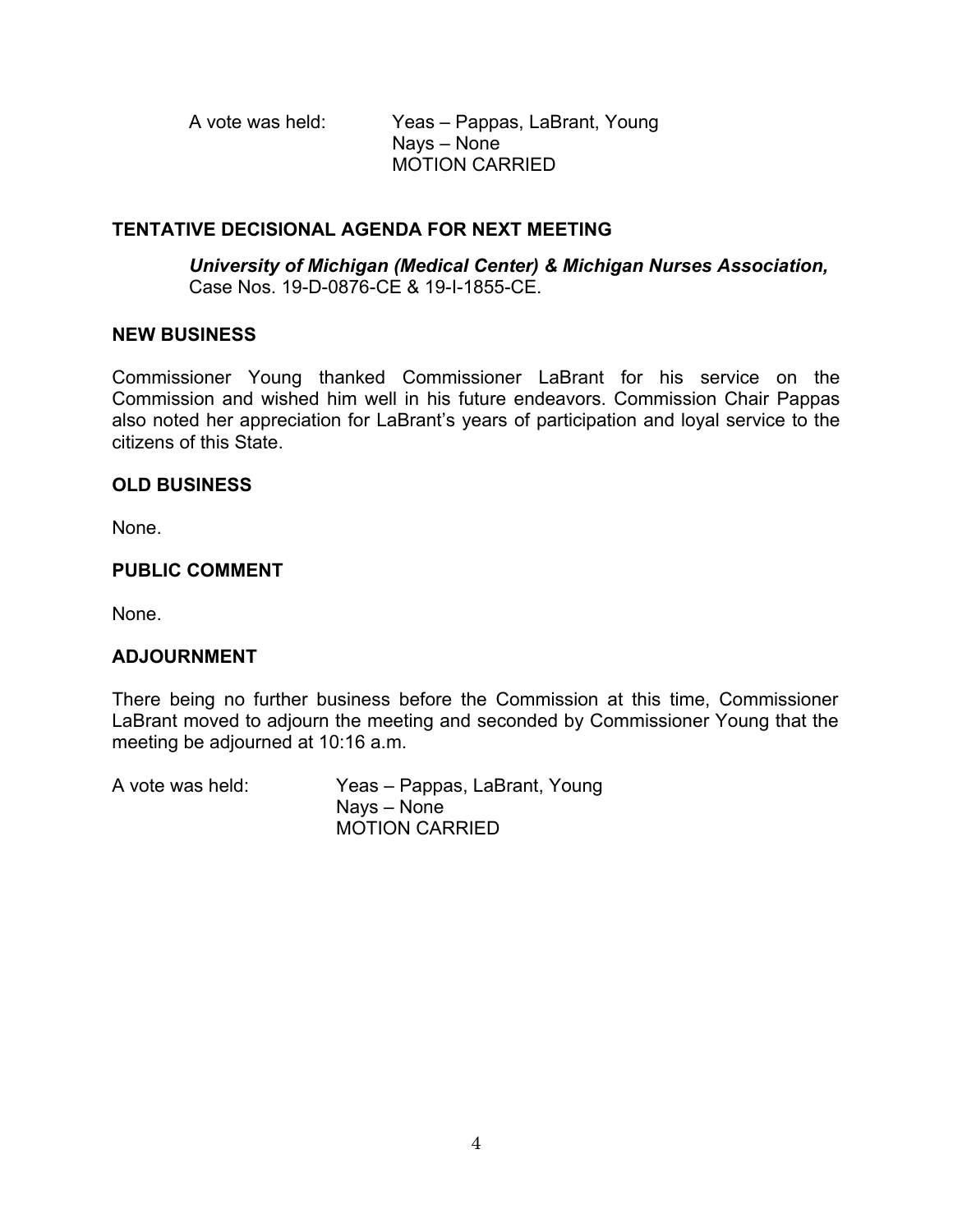A vote was held: Yeas – Pappas, LaBrant, Young
Nays – None
MOTION CARRIED

## TENTATIVE DECISIONAL AGENDA FOR NEXT MEETING

***University of Michigan (Medical Center) & Michigan Nurses Association,*** Case Nos. 19-D-0876-CE & 19-I-1855-CE.

## NEW BUSINESS

Commissioner Young thanked Commissioner LaBrant for his service on the Commission and wished him well in his future endeavors. Commission Chair Pappas also noted her appreciation for LaBrant's years of participation and loyal service to the citizens of this State.

## OLD BUSINESS

None.

## PUBLIC COMMENT

None.

## ADJOURNMENT

There being no further business before the Commission at this time, Commissioner LaBrant moved to adjourn the meeting and seconded by Commissioner Young that the meeting be adjourned at 10:16 a.m.

A vote was held: Yeas – Pappas, LaBrant, Young
Nays – None
MOTION CARRIED